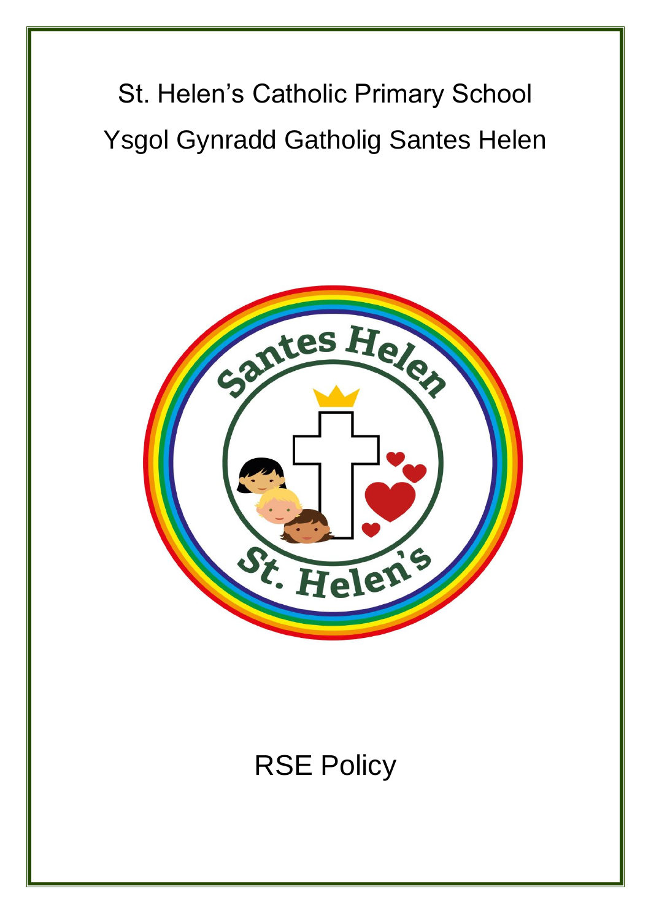# St. Helen's Catholic Primary School

# Ysgol Gynradd Gatholig Santes Helen

## RSE Policy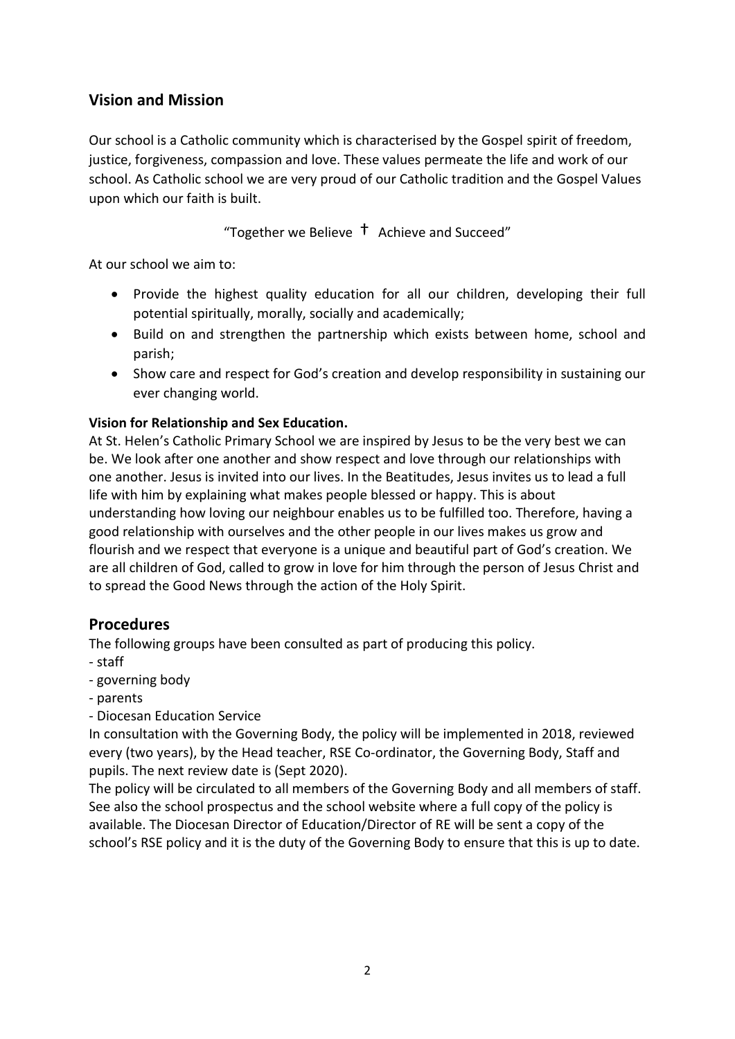## Vision and Mission

Our school is a Catholic community which is characterised by the Gospel spirit of freedom, justice, forgiveness, compassion and love. These values permeate the life and work of our school. As Catholic school we are very proud of our Catholic tradition and the Gospel Values upon which our faith is built.

"Together we Believe † Achieve and Succeed"

At our school we aim to:

- Provide the highest quality education for all our children, developing their full potential spiritually, morally, socially and academically;
- Build on and strengthen the partnership which exists between home, school and parish;
- Show care and respect for God's creation and develop responsibility in sustaining our ever changing world.

**Vision for Relationship and Sex Education.**

At St. Helen's Catholic Primary School we are inspired by Jesus to be the very best we can be. We look after one another and show respect and love through our relationships with one another. Jesus is invited into our lives. In the Beatitudes, Jesus invites us to lead a full life with him by explaining what makes people blessed or happy. This is about understanding how loving our neighbour enables us to be fulfilled too. Therefore, having a good relationship with ourselves and the other people in our lives makes us grow and flourish and we respect that everyone is a unique and beautiful part of God's creation. We are all children of God, called to grow in love for him through the person of Jesus Christ and to spread the Good News through the action of the Holy Spirit.

## Procedures

The following groups have been consulted as part of producing this policy.

- staff
- governing body
- parents
- Diocesan Education Service

In consultation with the Governing Body, the policy will be implemented in 2018, reviewed every (two years), by the Head teacher, RSE Co-ordinator, the Governing Body, Staff and pupils. The next review date is (Sept 2020).

The policy will be circulated to all members of the Governing Body and all members of staff. See also the school prospectus and the school website where a full copy of the policy is available. The Diocesan Director of Education/Director of RE will be sent a copy of the school's RSE policy and it is the duty of the Governing Body to ensure that this is up to date.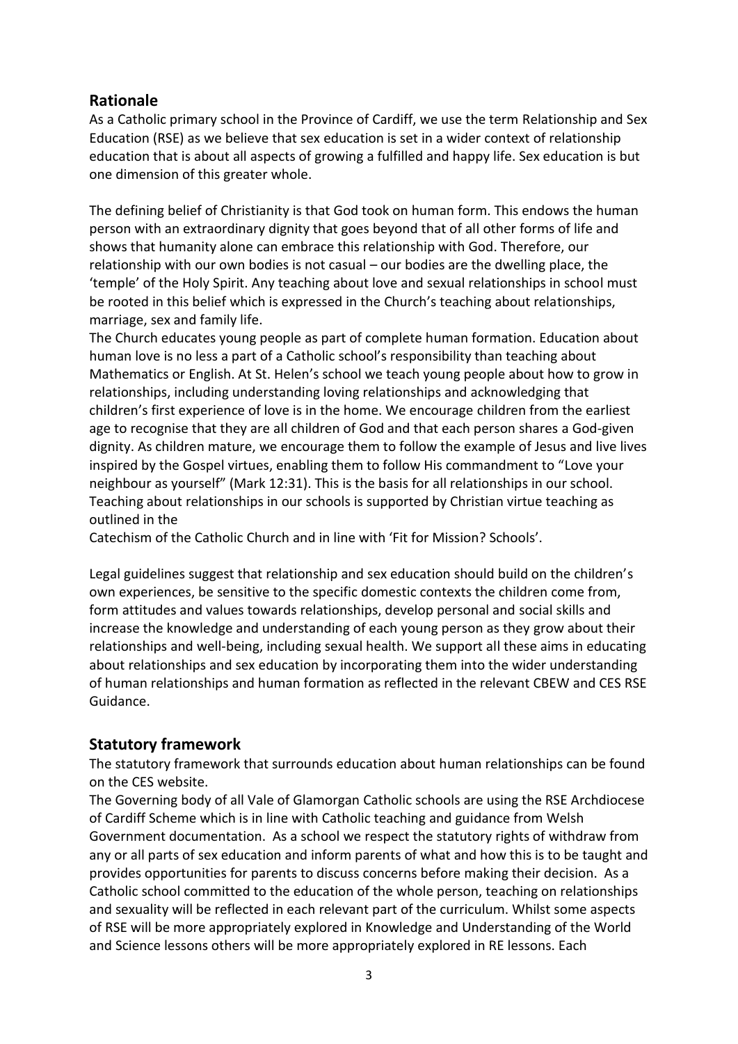## Rationale

As a Catholic primary school in the Province of Cardiff, we use the term Relationship and Sex Education (RSE) as we believe that sex education is set in a wider context of relationship education that is about all aspects of growing a fulfilled and happy life. Sex education is but one dimension of this greater whole.

The defining belief of Christianity is that God took on human form. This endows the human person with an extraordinary dignity that goes beyond that of all other forms of life and shows that humanity alone can embrace this relationship with God. Therefore, our relationship with our own bodies is not casual – our bodies are the dwelling place, the 'temple' of the Holy Spirit. Any teaching about love and sexual relationships in school must be rooted in this belief which is expressed in the Church's teaching about relationships, marriage, sex and family life.

The Church educates young people as part of complete human formation. Education about human love is no less a part of a Catholic school's responsibility than teaching about Mathematics or English. At St. Helen's school we teach young people about how to grow in relationships, including understanding loving relationships and acknowledging that children's first experience of love is in the home. We encourage children from the earliest age to recognise that they are all children of God and that each person shares a God-given dignity. As children mature, we encourage them to follow the example of Jesus and live lives inspired by the Gospel virtues, enabling them to follow His commandment to "Love your neighbour as yourself" (Mark 12:31). This is the basis for all relationships in our school. Teaching about relationships in our schools is supported by Christian virtue teaching as outlined in the

Catechism of the Catholic Church and in line with 'Fit for Mission? Schools'.

Legal guidelines suggest that relationship and sex education should build on the children's own experiences, be sensitive to the specific domestic contexts the children come from, form attitudes and values towards relationships, develop personal and social skills and increase the knowledge and understanding of each young person as they grow about their relationships and well-being, including sexual health. We support all these aims in educating about relationships and sex education by incorporating them into the wider understanding of human relationships and human formation as reflected in the relevant CBEW and CES RSE Guidance.

## Statutory framework

The statutory framework that surrounds education about human relationships can be found on the CES website.

The Governing body of all Vale of Glamorgan Catholic schools are using the RSE Archdiocese of Cardiff Scheme which is in line with Catholic teaching and guidance from Welsh Government documentation. As a school we respect the statutory rights of withdraw from any or all parts of sex education and inform parents of what and how this is to be taught and provides opportunities for parents to discuss concerns before making their decision. As a Catholic school committed to the education of the whole person, teaching on relationships and sexuality will be reflected in each relevant part of the curriculum. Whilst some aspects of RSE will be more appropriately explored in Knowledge and Understanding of the World and Science lessons others will be more appropriately explored in RE lessons. Each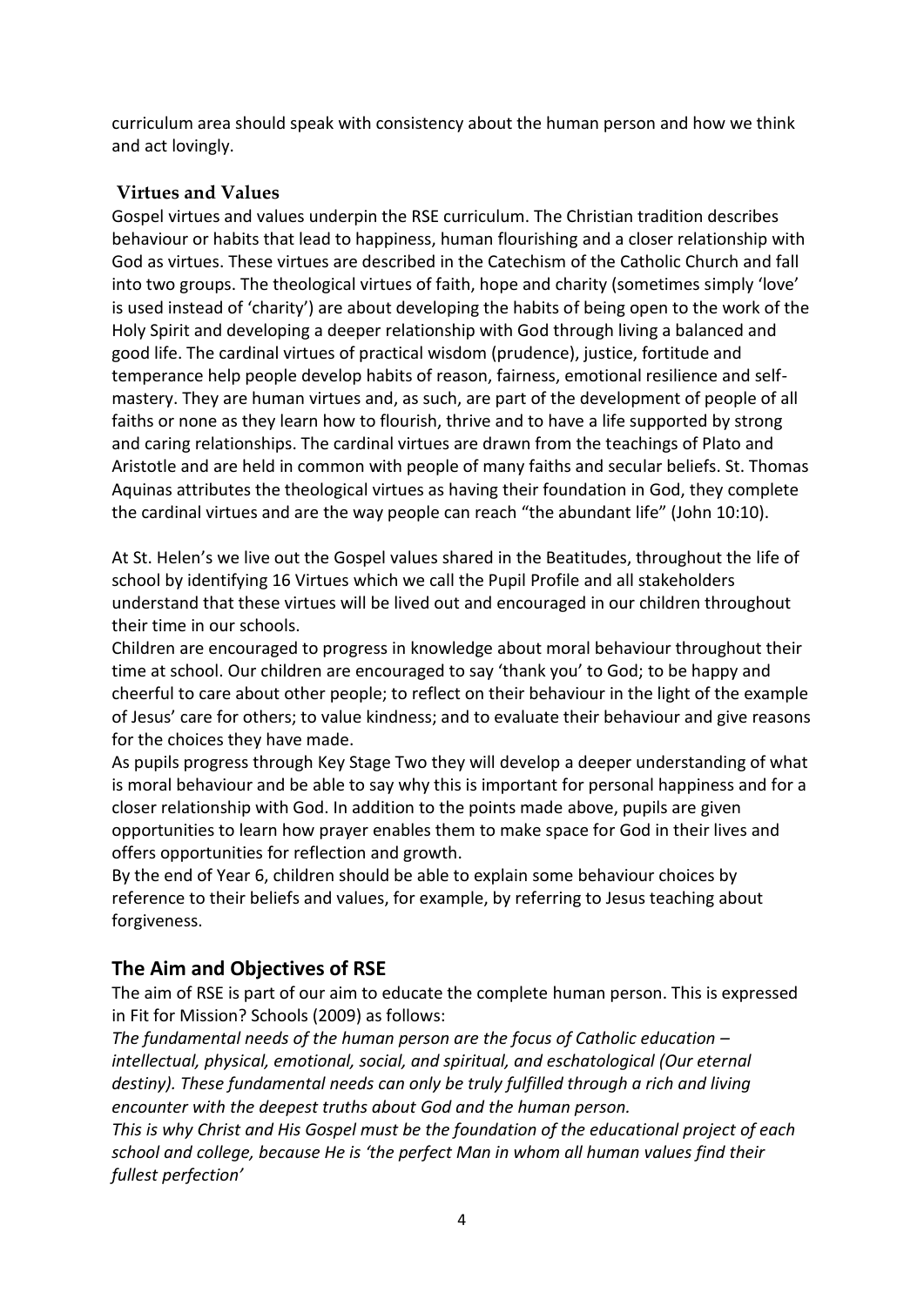curriculum area should speak with consistency about the human person and how we think and act lovingly.

### Virtues and Values

Gospel virtues and values underpin the RSE curriculum. The Christian tradition describes behaviour or habits that lead to happiness, human flourishing and a closer relationship with God as virtues. These virtues are described in the Catechism of the Catholic Church and fall into two groups. The theological virtues of faith, hope and charity (sometimes simply 'love' is used instead of 'charity') are about developing the habits of being open to the work of the Holy Spirit and developing a deeper relationship with God through living a balanced and good life. The cardinal virtues of practical wisdom (prudence), justice, fortitude and temperance help people develop habits of reason, fairness, emotional resilience and self-mastery. They are human virtues and, as such, are part of the development of people of all faiths or none as they learn how to flourish, thrive and to have a life supported by strong and caring relationships. The cardinal virtues are drawn from the teachings of Plato and Aristotle and are held in common with people of many faiths and secular beliefs. St. Thomas Aquinas attributes the theological virtues as having their foundation in God, they complete the cardinal virtues and are the way people can reach "the abundant life" (John 10:10).

At St. Helen's we live out the Gospel values shared in the Beatitudes, throughout the life of school by identifying 16 Virtues which we call the Pupil Profile and all stakeholders understand that these virtues will be lived out and encouraged in our children throughout their time in our schools.

Children are encouraged to progress in knowledge about moral behaviour throughout their time at school. Our children are encouraged to say 'thank you' to God; to be happy and cheerful to care about other people; to reflect on their behaviour in the light of the example of Jesus' care for others; to value kindness; and to evaluate their behaviour and give reasons for the choices they have made.

As pupils progress through Key Stage Two they will develop a deeper understanding of what is moral behaviour and be able to say why this is important for personal happiness and for a closer relationship with God. In addition to the points made above, pupils are given opportunities to learn how prayer enables them to make space for God in their lives and offers opportunities for reflection and growth.

By the end of Year 6, children should be able to explain some behaviour choices by reference to their beliefs and values, for example, by referring to Jesus teaching about forgiveness.

## The Aim and Objectives of RSE

The aim of RSE is part of our aim to educate the complete human person. This is expressed in Fit for Mission? Schools (2009) as follows:

*The fundamental needs of the human person are the focus of Catholic education – intellectual, physical, emotional, social, and spiritual, and eschatological (Our eternal destiny). These fundamental needs can only be truly fulfilled through a rich and living encounter with the deepest truths about God and the human person.*

*This is why Christ and His Gospel must be the foundation of the educational project of each school and college, because He is 'the perfect Man in whom all human values find their fullest perfection'*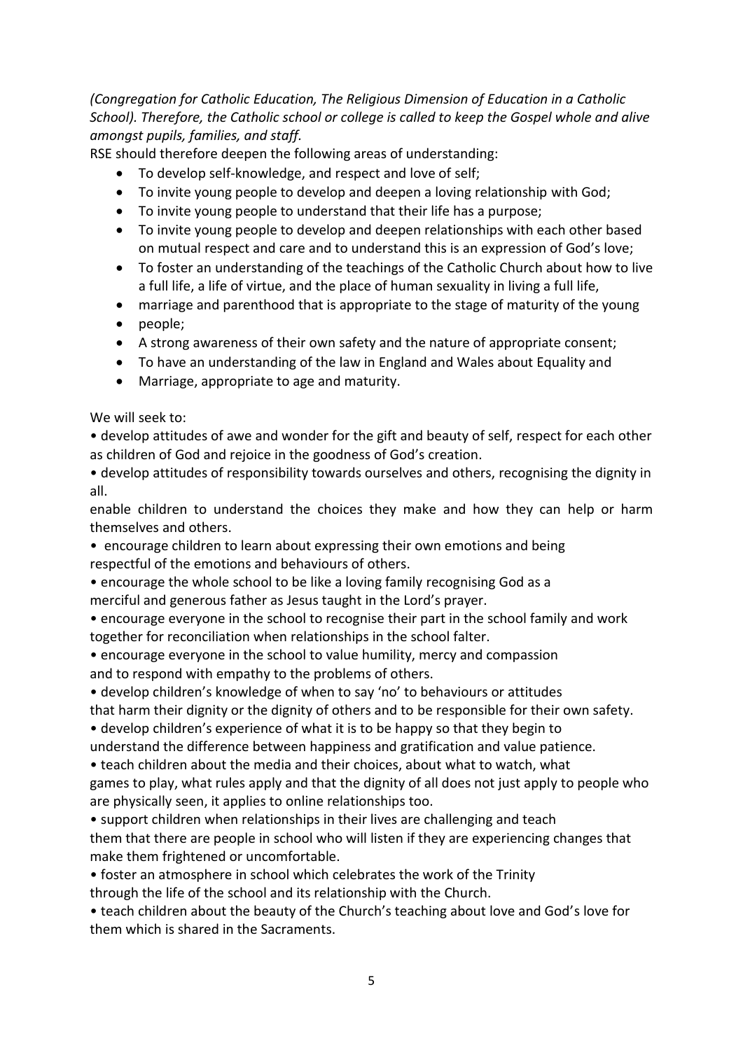*(Congregation for Catholic Education, The Religious Dimension of Education in a Catholic School). Therefore, the Catholic school or college is called to keep the Gospel whole and alive amongst pupils, families, and staff.*

RSE should therefore deepen the following areas of understanding:

- To develop self-knowledge, and respect and love of self;
- To invite young people to develop and deepen a loving relationship with God;
- To invite young people to understand that their life has a purpose;
- To invite young people to develop and deepen relationships with each other based on mutual respect and care and to understand this is an expression of God's love;
- To foster an understanding of the teachings of the Catholic Church about how to live a full life, a life of virtue, and the place of human sexuality in living a full life,
- marriage and parenthood that is appropriate to the stage of maturity of the young
- people;
- A strong awareness of their own safety and the nature of appropriate consent;
- To have an understanding of the law in England and Wales about Equality and
- Marriage, appropriate to age and maturity.

We will seek to:

• develop attitudes of awe and wonder for the gift and beauty of self, respect for each other as children of God and rejoice in the goodness of God's creation.

• develop attitudes of responsibility towards ourselves and others, recognising the dignity in all.

enable children to understand the choices they make and how they can help or harm themselves and others.

• encourage children to learn about expressing their own emotions and being respectful of the emotions and behaviours of others.

• encourage the whole school to be like a loving family recognising God as a merciful and generous father as Jesus taught in the Lord's prayer.

• encourage everyone in the school to recognise their part in the school family and work together for reconciliation when relationships in the school falter.

• encourage everyone in the school to value humility, mercy and compassion and to respond with empathy to the problems of others.

• develop children's knowledge of when to say 'no' to behaviours or attitudes that harm their dignity or the dignity of others and to be responsible for their own safety.

• develop children's experience of what it is to be happy so that they begin to understand the difference between happiness and gratification and value patience.

• teach children about the media and their choices, about what to watch, what games to play, what rules apply and that the dignity of all does not just apply to people who are physically seen, it applies to online relationships too.

• support children when relationships in their lives are challenging and teach them that there are people in school who will listen if they are experiencing changes that make them frightened or uncomfortable.

• foster an atmosphere in school which celebrates the work of the Trinity through the life of the school and its relationship with the Church.

• teach children about the beauty of the Church's teaching about love and God's love for them which is shared in the Sacraments.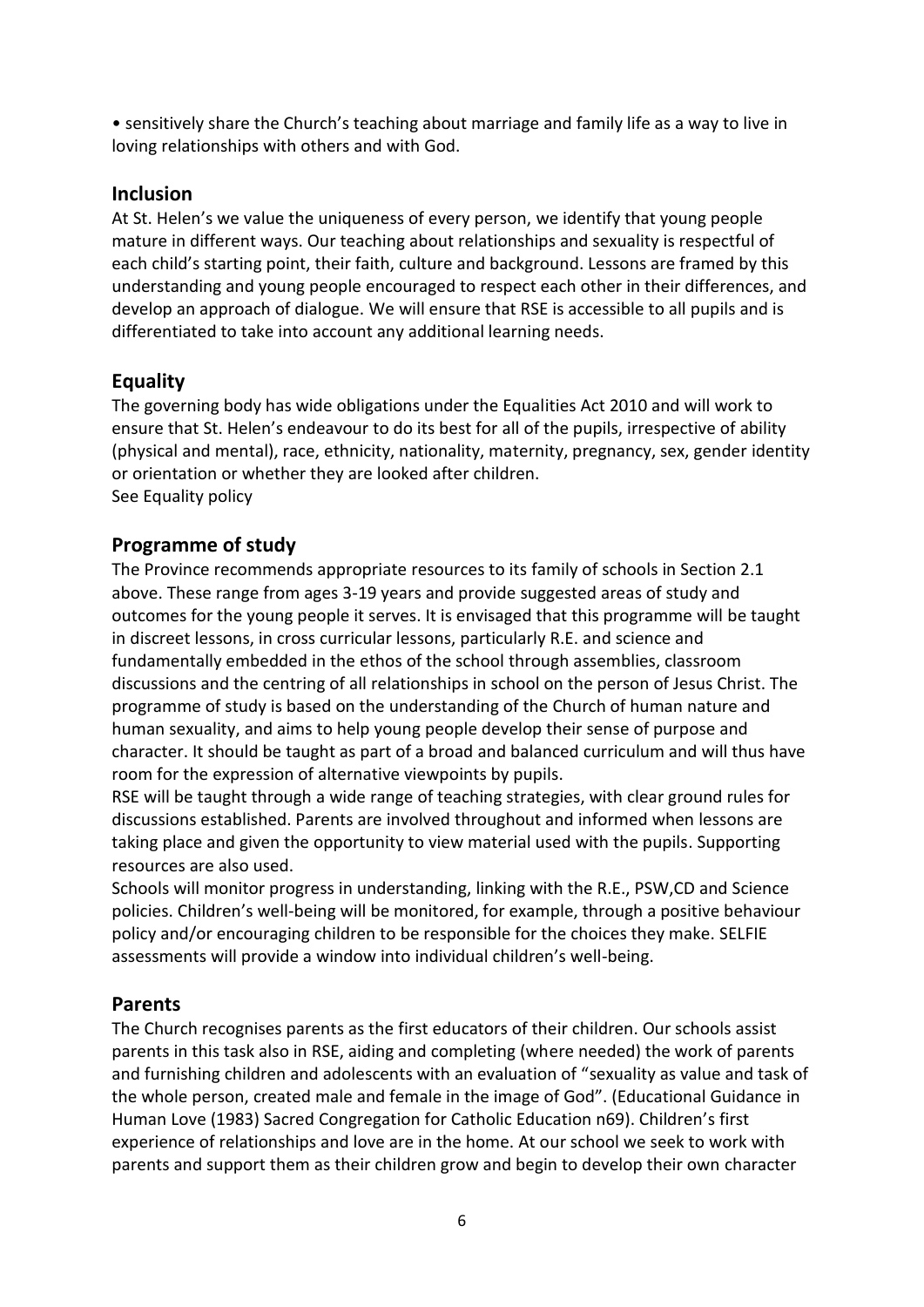• sensitively share the Church's teaching about marriage and family life as a way to live in loving relationships with others and with God.

## Inclusion

At St. Helen's we value the uniqueness of every person, we identify that young people mature in different ways. Our teaching about relationships and sexuality is respectful of each child's starting point, their faith, culture and background. Lessons are framed by this understanding and young people encouraged to respect each other in their differences, and develop an approach of dialogue. We will ensure that RSE is accessible to all pupils and is differentiated to take into account any additional learning needs.

## Equality

The governing body has wide obligations under the Equalities Act 2010 and will work to ensure that St. Helen's endeavour to do its best for all of the pupils, irrespective of ability (physical and mental), race, ethnicity, nationality, maternity, pregnancy, sex, gender identity or orientation or whether they are looked after children.
See Equality policy

## Programme of study

The Province recommends appropriate resources to its family of schools in Section 2.1 above. These range from ages 3-19 years and provide suggested areas of study and outcomes for the young people it serves. It is envisaged that this programme will be taught in discreet lessons, in cross curricular lessons, particularly R.E. and science and fundamentally embedded in the ethos of the school through assemblies, classroom discussions and the centring of all relationships in school on the person of Jesus Christ. The programme of study is based on the understanding of the Church of human nature and human sexuality, and aims to help young people develop their sense of purpose and character. It should be taught as part of a broad and balanced curriculum and will thus have room for the expression of alternative viewpoints by pupils.
RSE will be taught through a wide range of teaching strategies, with clear ground rules for discussions established. Parents are involved throughout and informed when lessons are taking place and given the opportunity to view material used with the pupils. Supporting resources are also used.
Schools will monitor progress in understanding, linking with the R.E., PSW,CD and Science policies. Children's well-being will be monitored, for example, through a positive behaviour policy and/or encouraging children to be responsible for the choices they make. SELFIE assessments will provide a window into individual children's well-being.

## Parents

The Church recognises parents as the first educators of their children. Our schools assist parents in this task also in RSE, aiding and completing (where needed) the work of parents and furnishing children and adolescents with an evaluation of "sexuality as value and task of the whole person, created male and female in the image of God". (Educational Guidance in Human Love (1983) Sacred Congregation for Catholic Education n69). Children's first experience of relationships and love are in the home. At our school we seek to work with parents and support them as their children grow and begin to develop their own character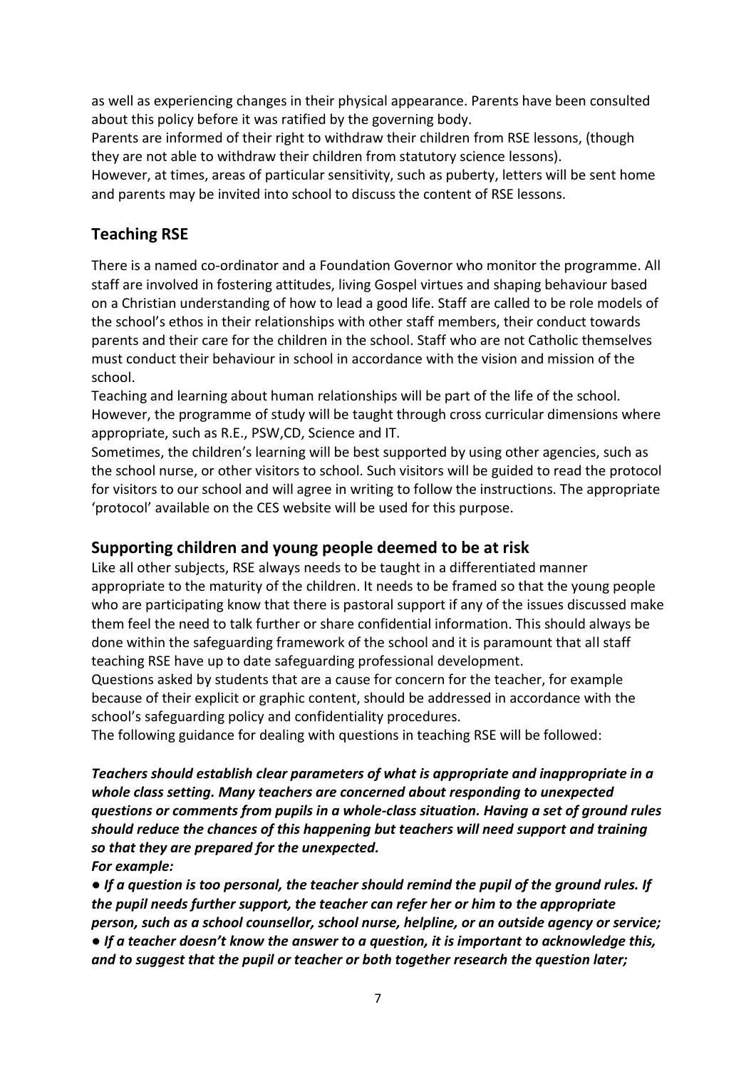as well as experiencing changes in their physical appearance. Parents have been consulted about this policy before it was ratified by the governing body.

Parents are informed of their right to withdraw their children from RSE lessons, (though they are not able to withdraw their children from statutory science lessons).

However, at times, areas of particular sensitivity, such as puberty, letters will be sent home and parents may be invited into school to discuss the content of RSE lessons.

## Teaching RSE

There is a named co-ordinator and a Foundation Governor who monitor the programme. All staff are involved in fostering attitudes, living Gospel virtues and shaping behaviour based on a Christian understanding of how to lead a good life. Staff are called to be role models of the school's ethos in their relationships with other staff members, their conduct towards parents and their care for the children in the school. Staff who are not Catholic themselves must conduct their behaviour in school in accordance with the vision and mission of the school.

Teaching and learning about human relationships will be part of the life of the school. However, the programme of study will be taught through cross curricular dimensions where appropriate, such as R.E., PSW,CD, Science and IT.

Sometimes, the children's learning will be best supported by using other agencies, such as the school nurse, or other visitors to school. Such visitors will be guided to read the protocol for visitors to our school and will agree in writing to follow the instructions. The appropriate 'protocol' available on the CES website will be used for this purpose.

## Supporting children and young people deemed to be at risk

Like all other subjects, RSE always needs to be taught in a differentiated manner appropriate to the maturity of the children. It needs to be framed so that the young people who are participating know that there is pastoral support if any of the issues discussed make them feel the need to talk further or share confidential information. This should always be done within the safeguarding framework of the school and it is paramount that all staff teaching RSE have up to date safeguarding professional development.

Questions asked by students that are a cause for concern for the teacher, for example because of their explicit or graphic content, should be addressed in accordance with the school's safeguarding policy and confidentiality procedures.

The following guidance for dealing with questions in teaching RSE will be followed:

***Teachers should establish clear parameters of what is appropriate and inappropriate in a whole class setting. Many teachers are concerned about responding to unexpected questions or comments from pupils in a whole-class situation. Having a set of ground rules should reduce the chances of this happening but teachers will need support and training so that they are prepared for the unexpected.***

***For example:***

- ***If a question is too personal, the teacher should remind the pupil of the ground rules. If the pupil needs further support, the teacher can refer her or him to the appropriate person, such as a school counsellor, school nurse, helpline, or an outside agency or service;***
- ***If a teacher doesn't know the answer to a question, it is important to acknowledge this, and to suggest that the pupil or teacher or both together research the question later;***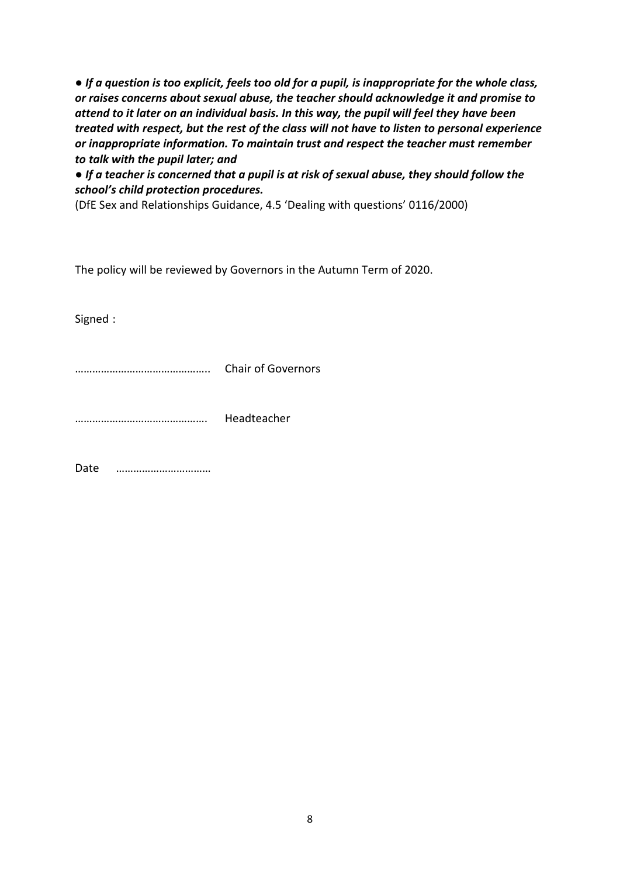- ***If a question is too explicit, feels too old for a pupil, is inappropriate for the whole class, or raises concerns about sexual abuse, the teacher should acknowledge it and promise to attend to it later on an individual basis. In this way, the pupil will feel they have been treated with respect, but the rest of the class will not have to listen to personal experience or inappropriate information. To maintain trust and respect the teacher must remember to talk with the pupil later; and***
- ***If a teacher is concerned that a pupil is at risk of sexual abuse, they should follow the school's child protection procedures.***

(DfE Sex and Relationships Guidance, 4.5 'Dealing with questions' 0116/2000)

The policy will be reviewed by Governors in the Autumn Term of 2020.

Signed :

……………………………………….. Chair of Governors

………………………………………. Headteacher

Date ……………………………